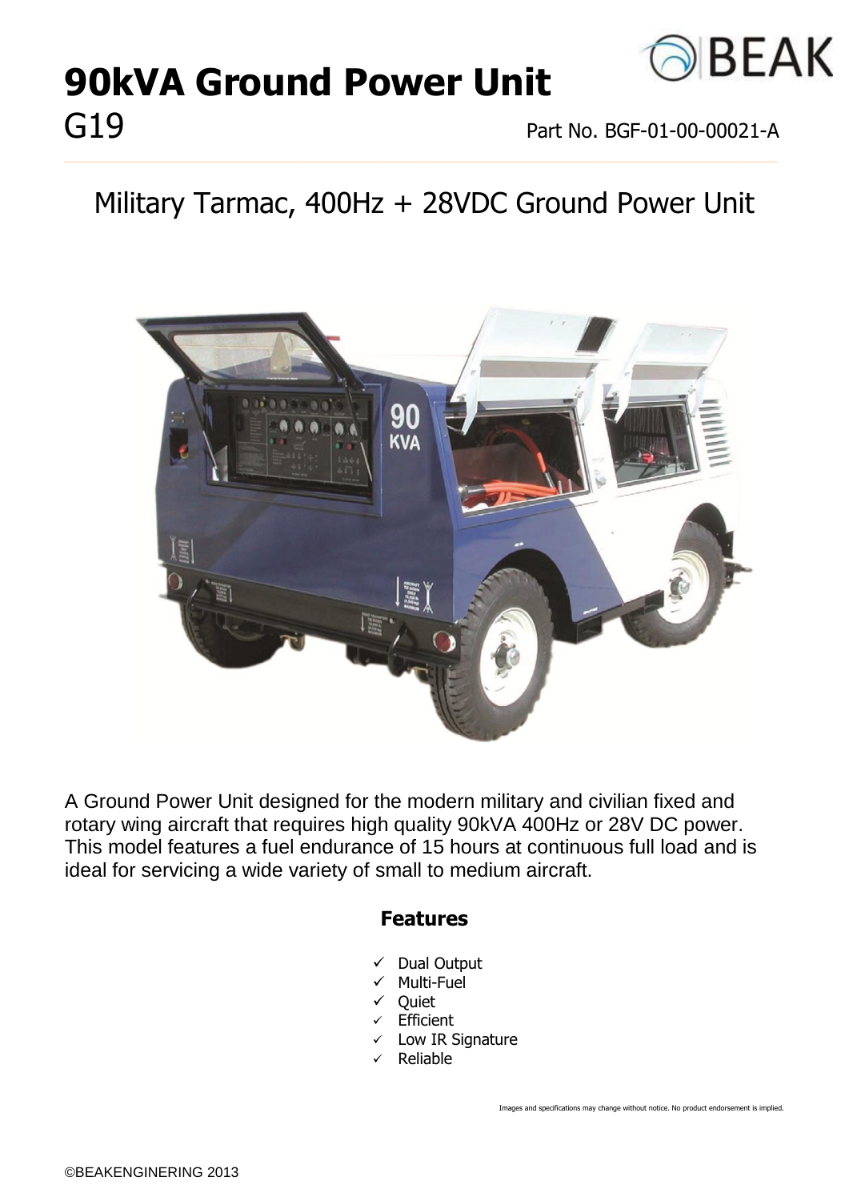# 90kVA Ground Power Unit

G19

Part No. BGF-01-00-00021-A

## Military Tarmac, 400Hz + 28VDC Ground Power Unit

A Ground Power Unit designed for the modern military and civilian fixed and rotary wing aircraft that requires high quality 90kVA 400Hz or 28V DC power. This model features a fuel endurance of 15 hours at continuous full load and is ideal for servicing a wide variety of small to medium aircraft.

### Features

- ✓ Dual Output
- ✓ Multi-Fuel
- ✓ Quiet
- ✓ Efficient
- ✓ Low IR Signature
- ✓ Reliable

Images and specifications may change without notice. No product endorsement is implied.

©BEAKENGINERING 2013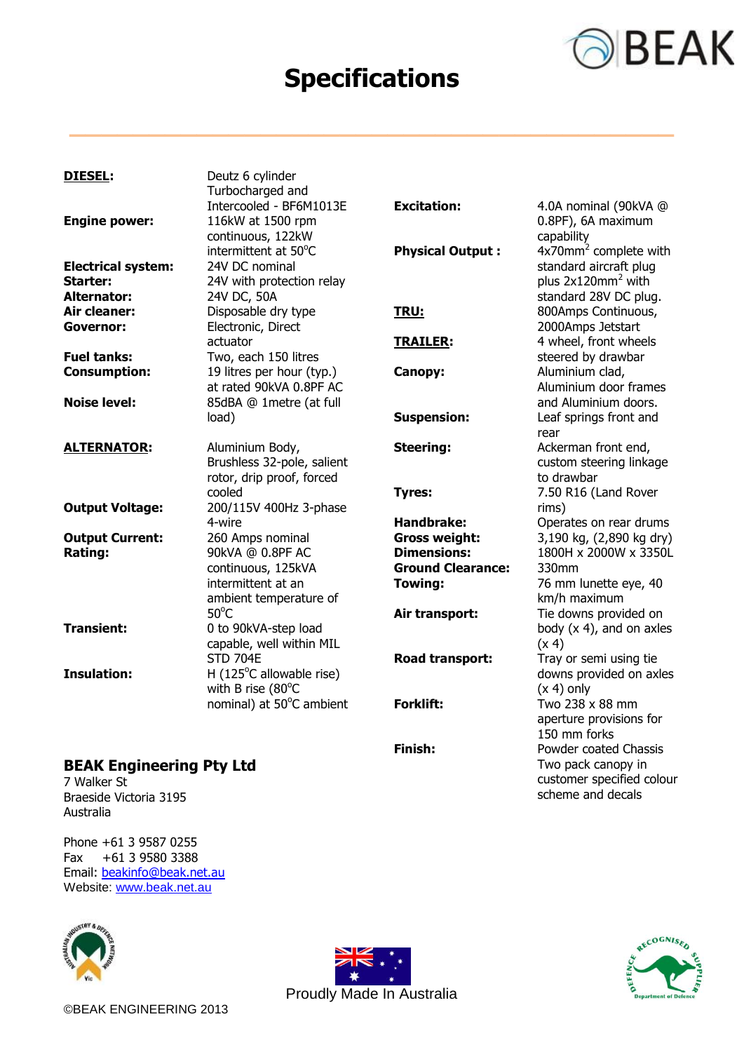# Specifications

**DIESEL:** Deutz 6 cylinder Turbocharged and Intercooled - BF6M1013E

**Engine power:** 116kW at 1500 rpm continuous, 122kW intermittent at 50°C

**Electrical system:** 24V DC nominal

**Starter:** 24V with protection relay

**Alternator:** 24V DC, 50A

**Air cleaner:** Disposable dry type

**Governor:** Electronic, Direct actuator

**Fuel tanks:** Two, each 150 litres

**Consumption:** 19 litres per hour (typ.) at rated 90kVA 0.8PF AC

**Noise level:** 85dBA @ 1metre (at full load)

**ALTERNATOR:** Aluminium Body, Brushless 32-pole, salient rotor, drip proof, forced cooled

**Output Voltage:** 200/115V 400Hz 3-phase 4-wire

**Output Current:** 260 Amps nominal

**Rating:** 90kVA @ 0.8PF AC continuous, 125kVA intermittent at an ambient temperature of 50°C

**Transient:** 0 to 90kVA-step load capable, well within MIL STD 704E

**Insulation:** H (125°C allowable rise) with B rise (80°C nominal) at 50°C ambient

**Excitation:** 4.0A nominal (90kVA @ 0.8PF), 6A maximum capability

**Physical Output :** 4x70mm$^2$ complete with standard aircraft plug plus 2x120mm$^2$ with standard 28V DC plug.

**TRU:** 800Amps Continuous, 2000Amps Jetstart

**TRAILER:** 4 wheel, front wheels steered by drawbar

**Canopy:** Aluminium clad, Aluminium door frames and Aluminium doors.

**Suspension:** Leaf springs front and rear

**Steering:** Ackerman front end, custom steering linkage to drawbar

**Tyres:** 7.50 R16 (Land Rover rims)

**Handbrake:** Operates on rear drums

**Gross weight:** 3,190 kg, (2,890 kg dry)

**Dimensions:** 1800H x 2000W x 3350L

**Ground Clearance:** 330mm

**Towing:** 76 mm lunette eye, 40 km/h maximum

**Air transport:** Tie downs provided on body (x 4), and on axles (x 4)

**Road transport:** Tray or semi using tie downs provided on axles (x 4) only

**Forklift:** Two 238 x 88 mm aperture provisions for 150 mm forks

**Finish:** Powder coated Chassis Two pack canopy in customer specified colour scheme and decals

## BEAK Engineering Pty Ltd

7 Walker St
Braeside Victoria 3195
Australia

Phone +61 3 9587 0255
Fax +61 3 9580 3388
Email: beakinfo@beak.net.au
Website: www.beak.net.au

Proudly Made In Australia

©BEAK ENGINEERING 2013